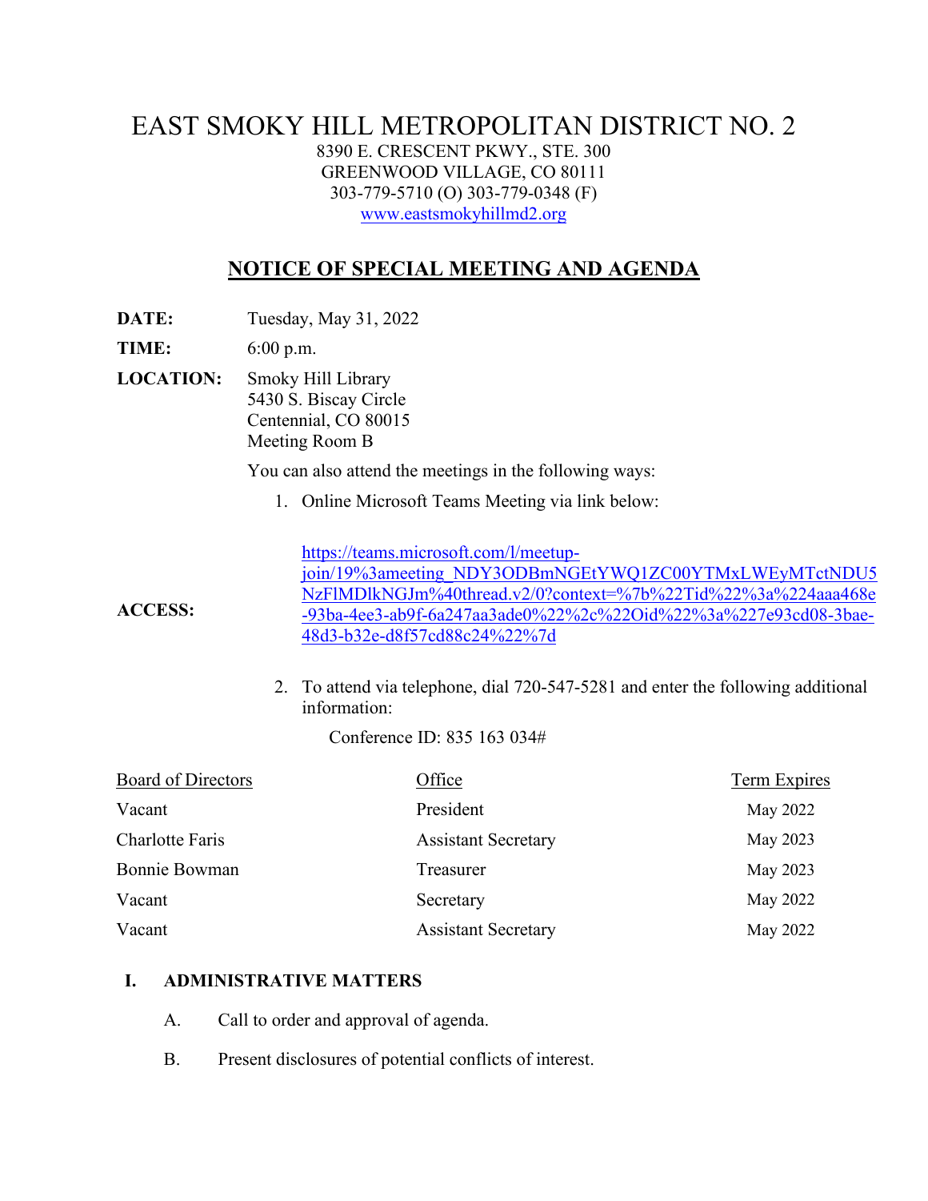# EAST SMOKY HILL METROPOLITAN DISTRICT NO. 2

8390 E. CRESCENT PKWY., STE. 300
GREENWOOD VILLAGE, CO 80111
303-779-5710 (O) 303-779-0348 (F)
www.eastsmokyhillmd2.org

## NOTICE OF SPECIAL MEETING AND AGENDA

**DATE:** Tuesday, May 31, 2022

**TIME:** 6:00 p.m.

**LOCATION:** Smoky Hill Library
5430 S. Biscay Circle
Centennial, CO 80015
Meeting Room B

You can also attend the meetings in the following ways:

**ACCESS:**

1. Online Microsoft Teams Meeting via link below:

   https://teams.microsoft.com/l/meetup-join/19%3ameeting_NDY3ODBmNGEtYWQ1ZC00YTMxLWEyMTctNDU5NzFlMDlkNGJm%40thread.v2/0?context=%7b%22Tid%22%3a%224aaa468e-93ba-4ee3-ab9f-6a247aa3ade0%22%2c%22Oid%22%3a%227e93cd08-3bae-48d3-b32e-d8f57cd88c24%22%7d

2. To attend via telephone, dial 720-547-5281 and enter the following additional information:

   Conference ID: 835 163 034#

| Board of Directors | Office | Term Expires |
|---|---|---|
| Vacant | President | May 2022 |
| Charlotte Faris | Assistant Secretary | May 2023 |
| Bonnie Bowman | Treasurer | May 2023 |
| Vacant | Secretary | May 2022 |
| Vacant | Assistant Secretary | May 2022 |

### I. ADMINISTRATIVE MATTERS

A. Call to order and approval of agenda.

B. Present disclosures of potential conflicts of interest.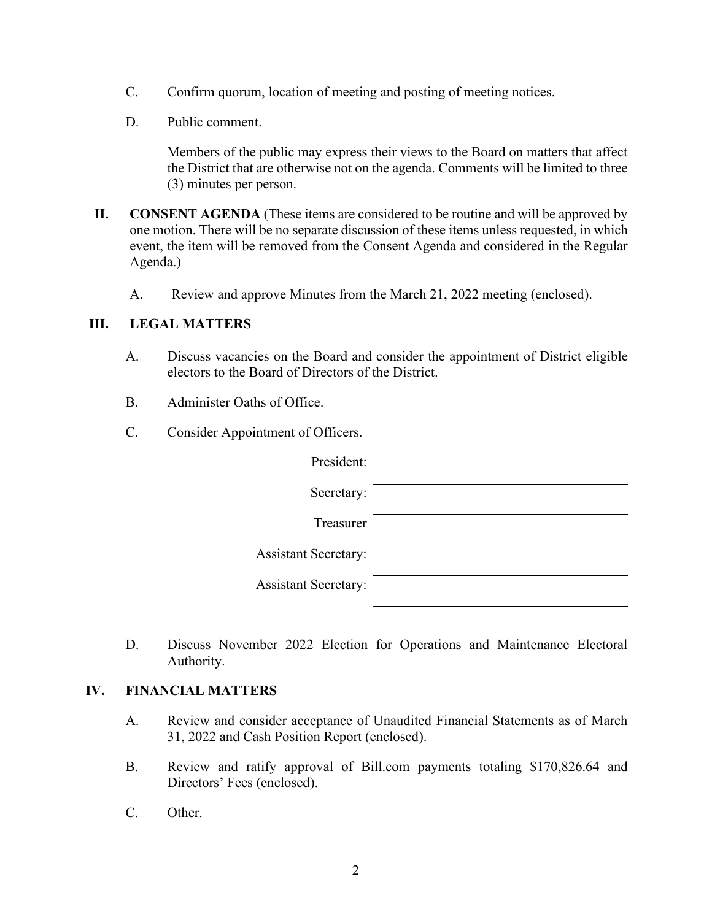C. Confirm quorum, location of meeting and posting of meeting notices.

D. Public comment.

Members of the public may express their views to the Board on matters that affect the District that are otherwise not on the agenda. Comments will be limited to three (3) minutes per person.

**II. CONSENT AGENDA** (These items are considered to be routine and will be approved by one motion. There will be no separate discussion of these items unless requested, in which event, the item will be removed from the Consent Agenda and considered in the Regular Agenda.)

A. Review and approve Minutes from the March 21, 2022 meeting (enclosed).

**III. LEGAL MATTERS**

A. Discuss vacancies on the Board and consider the appointment of District eligible electors to the Board of Directors of the District.

B. Administer Oaths of Office.

C. Consider Appointment of Officers.

President: ______________________

Secretary: ______________________

Treasurer ______________________

Assistant Secretary: ______________________

Assistant Secretary: ______________________

D. Discuss November 2022 Election for Operations and Maintenance Electoral Authority.

**IV. FINANCIAL MATTERS**

A. Review and consider acceptance of Unaudited Financial Statements as of March 31, 2022 and Cash Position Report (enclosed).

B. Review and ratify approval of Bill.com payments totaling $170,826.64 and Directors' Fees (enclosed).

C. Other.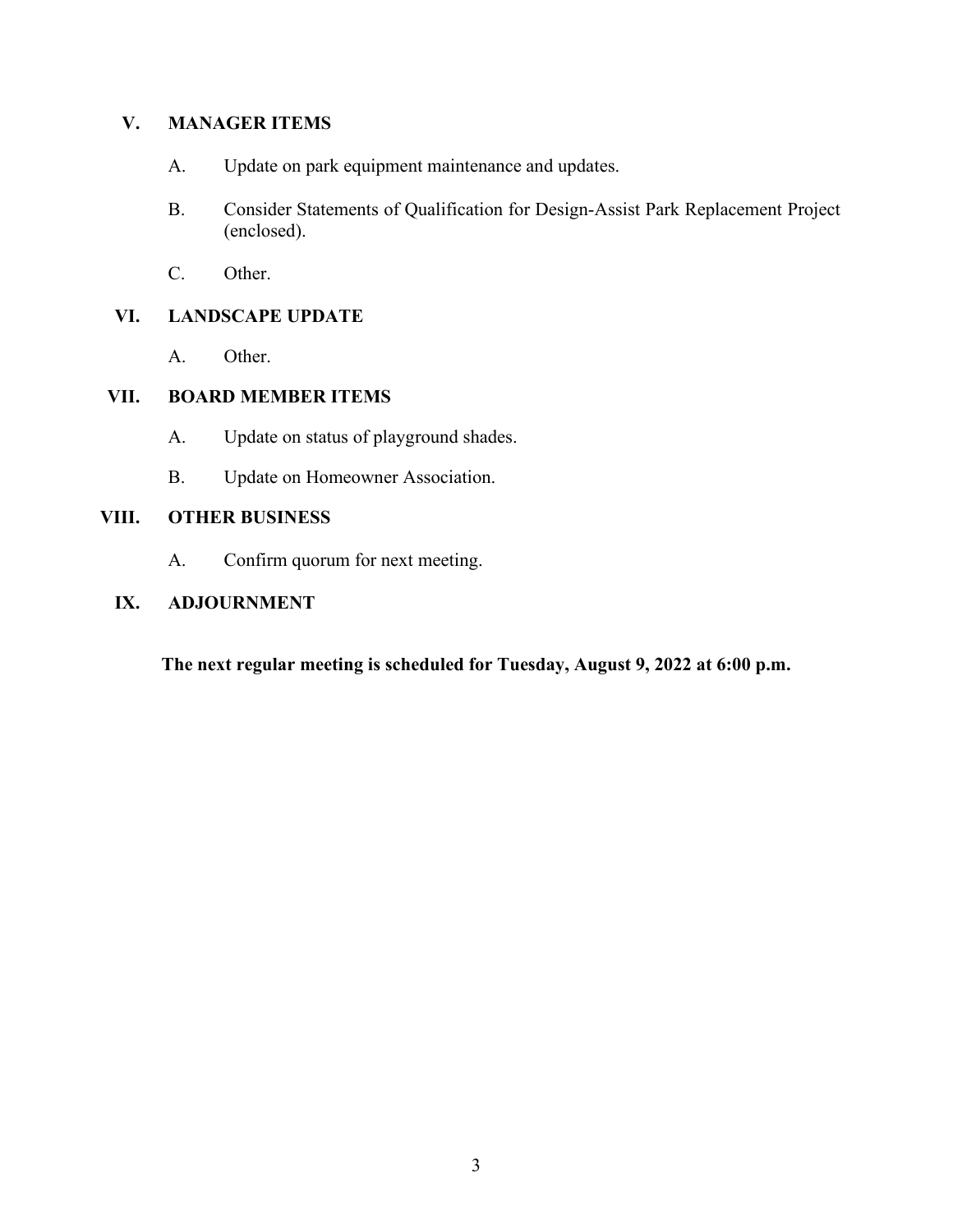## V. MANAGER ITEMS

A. Update on park equipment maintenance and updates.

B. Consider Statements of Qualification for Design-Assist Park Replacement Project (enclosed).

C. Other.

## VI. LANDSCAPE UPDATE

A. Other.

## VII. BOARD MEMBER ITEMS

A. Update on status of playground shades.

B. Update on Homeowner Association.

## VIII. OTHER BUSINESS

A. Confirm quorum for next meeting.

## IX. ADJOURNMENT

**The next regular meeting is scheduled for Tuesday, August 9, 2022 at 6:00 p.m.**